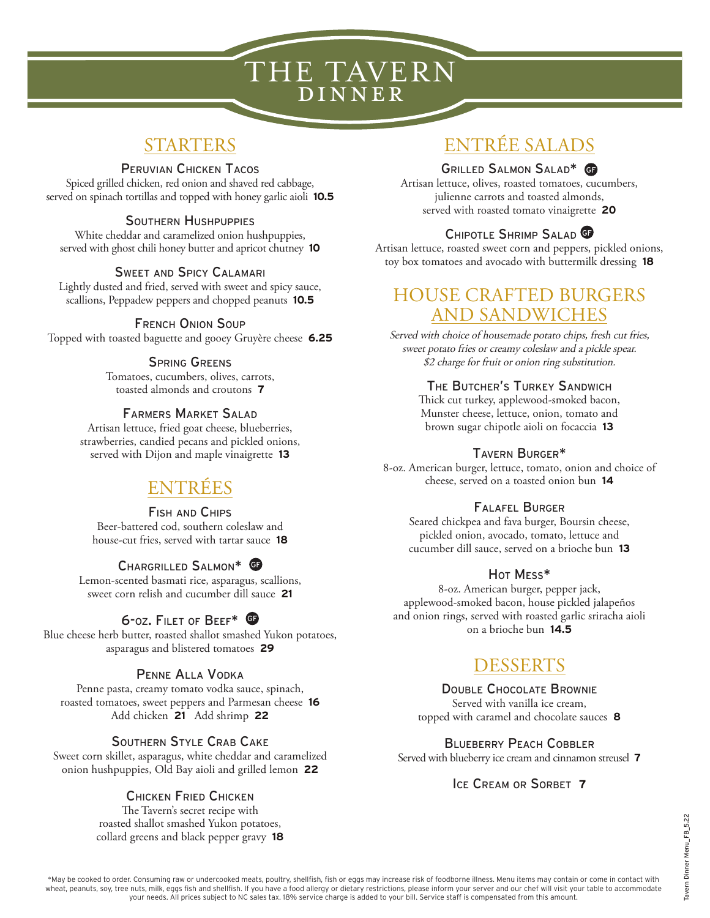# THE TAVERN
## DINNER

## STARTERS

### Peruvian Chicken Tacos

Spiced grilled chicken, red onion and shaved red cabbage, served on spinach tortillas and topped with honey garlic aioli **10.5**

### Southern Hushpuppies

White cheddar and caramelized onion hushpuppies, served with ghost chili honey butter and apricot chutney **10**

### Sweet and Spicy Calamari

Lightly dusted and fried, served with sweet and spicy sauce, scallions, Peppadew peppers and chopped peanuts **10.5**

### French Onion Soup

Topped with toasted baguette and gooey Gruyère cheese **6.25**

### Spring Greens

Tomatoes, cucumbers, olives, carrots, toasted almonds and croutons **7**

### Farmers Market Salad

Artisan lettuce, fried goat cheese, blueberries, strawberries, candied pecans and pickled onions, served with Dijon and maple vinaigrette **13**

## ENTRÉES

### Fish and Chips

Beer-battered cod, southern coleslaw and house-cut fries, served with tartar sauce **18**

### Chargrilled Salmon* GF

Lemon-scented basmati rice, asparagus, scallions, sweet corn relish and cucumber dill sauce **21**

### 6-oz. Filet of Beef* GF

Blue cheese herb butter, roasted shallot smashed Yukon potatoes, asparagus and blistered tomatoes **29**

### Penne Alla Vodka

Penne pasta, creamy tomato vodka sauce, spinach, roasted tomatoes, sweet peppers and Parmesan cheese **16**
Add chicken **21** Add shrimp **22**

### Southern Style Crab Cake

Sweet corn skillet, asparagus, white cheddar and caramelized onion hushpuppies, Old Bay aioli and grilled lemon **22**

### Chicken Fried Chicken

The Tavern's secret recipe with roasted shallot smashed Yukon potatoes, collard greens and black pepper gravy **18**

## ENTRÉE SALADS

### Grilled Salmon Salad* GF

Artisan lettuce, olives, roasted tomatoes, cucumbers, julienne carrots and toasted almonds, served with roasted tomato vinaigrette **20**

### Chipotle Shrimp Salad GF

Artisan lettuce, roasted sweet corn and peppers, pickled onions, toy box tomatoes and avocado with buttermilk dressing **18**

## HOUSE CRAFTED BURGERS AND SANDWICHES

*Served with choice of housemade potato chips, fresh cut fries, sweet potato fries or creamy coleslaw and a pickle spear. $2 charge for fruit or onion ring substitution.*

### The Butcher's Turkey Sandwich

Thick cut turkey, applewood-smoked bacon, Munster cheese, lettuce, onion, tomato and brown sugar chipotle aioli on focaccia **13**

### Tavern Burger*

8-oz. American burger, lettuce, tomato, onion and choice of cheese, served on a toasted onion bun **14**

### Falafel Burger

Seared chickpea and fava burger, Boursin cheese, pickled onion, avocado, tomato, lettuce and cucumber dill sauce, served on a brioche bun **13**

### Hot Mess*

8-oz. American burger, pepper jack, applewood-smoked bacon, house pickled jalapeños and onion rings, served with roasted garlic sriracha aioli on a brioche bun **14.5**

## DESSERTS

### Double Chocolate Brownie

Served with vanilla ice cream, topped with caramel and chocolate sauces **8**

### Blueberry Peach Cobbler

Served with blueberry ice cream and cinnamon streusel **7**

### Ice Cream or Sorbet **7**

*May be cooked to order. Consuming raw or undercooked meats, poultry, shellfish, fish or eggs may increase risk of foodborne illness. Menu items may contain or come in contact with wheat, peanuts, soy, tree nuts, milk, eggs fish and shellfish. If you have a food allergy or dietary restrictions, please inform your server and our chef will visit your table to accommodate your needs. All prices subject to NC sales tax. 18% service charge is added to your bill. Service staff is compensated from this amount.

Tavern Dinner Menu_FB_5.22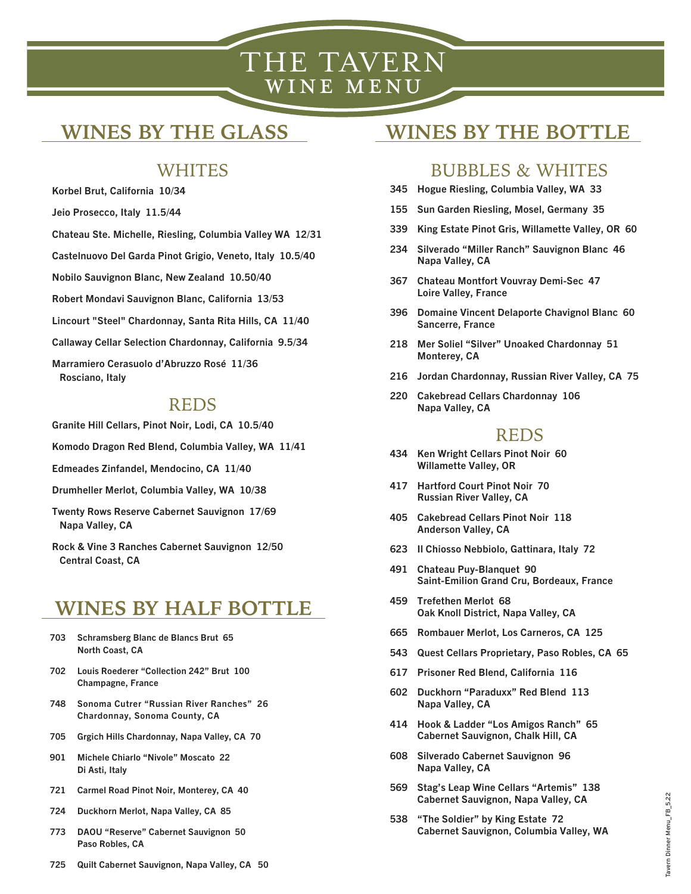# THE TAVERN
## WINE MENU

## WINES BY THE GLASS

### WHITES

Korbel Brut, California 10/34

Jeio Prosecco, Italy 11.5/44

Chateau Ste. Michelle, Riesling, Columbia Valley WA 12/31

Castelnuovo Del Garda Pinot Grigio, Veneto, Italy 10.5/40

Nobilo Sauvignon Blanc, New Zealand 10.50/40

Robert Mondavi Sauvignon Blanc, California 13/53

Lincourt "Steel" Chardonnay, Santa Rita Hills, CA 11/40

Callaway Cellar Selection Chardonnay, California 9.5/34

Marramiero Cerasuolo d'Abruzzo Rosé 11/36
Rosciano, Italy

### REDS

Granite Hill Cellars, Pinot Noir, Lodi, CA 10.5/40

Komodo Dragon Red Blend, Columbia Valley, WA 11/41

Edmeades Zinfandel, Mendocino, CA 11/40

Drumheller Merlot, Columbia Valley, WA 10/38

Twenty Rows Reserve Cabernet Sauvignon 17/69
Napa Valley, CA

Rock & Vine 3 Ranches Cabernet Sauvignon 12/50
Central Coast, CA

## WINES BY HALF BOTTLE

703 Schramsberg Blanc de Blancs Brut 65
North Coast, CA

702 Louis Roederer "Collection 242" Brut 100
Champagne, France

748 Sonoma Cutrer "Russian River Ranches" 26
Chardonnay, Sonoma County, CA

705 Grgich Hills Chardonnay, Napa Valley, CA 70

901 Michele Chiarlo "Nivole" Moscato 22
Di Asti, Italy

721 Carmel Road Pinot Noir, Monterey, CA 40

724 Duckhorn Merlot, Napa Valley, CA 85

773 DAOU "Reserve" Cabernet Sauvignon 50
Paso Robles, CA

725 Quilt Cabernet Sauvignon, Napa Valley, CA 50

## WINES BY THE BOTTLE

### BUBBLES & WHITES

345 Hogue Riesling, Columbia Valley, WA 33

155 Sun Garden Riesling, Mosel, Germany 35

339 King Estate Pinot Gris, Willamette Valley, OR 60

234 Silverado "Miller Ranch" Sauvignon Blanc 46
Napa Valley, CA

367 Chateau Montfort Vouvray Demi-Sec 47
Loire Valley, France

396 Domaine Vincent Delaporte Chavignol Blanc 60
Sancerre, France

218 Mer Soliel "Silver" Unoaked Chardonnay 51
Monterey, CA

216 Jordan Chardonnay, Russian River Valley, CA 75

220 Cakebread Cellars Chardonnay 106
Napa Valley, CA

### REDS

434 Ken Wright Cellars Pinot Noir 60
Willamette Valley, OR

417 Hartford Court Pinot Noir 70
Russian River Valley, CA

405 Cakebread Cellars Pinot Noir 118
Anderson Valley, CA

623 Il Chiosso Nebbiolo, Gattinara, Italy 72

491 Chateau Puy-Blanquet 90
Saint-Emilion Grand Cru, Bordeaux, France

459 Trefethen Merlot 68
Oak Knoll District, Napa Valley, CA

665 Rombauer Merlot, Los Carneros, CA 125

543 Quest Cellars Proprietary, Paso Robles, CA 65

617 Prisoner Red Blend, California 116

602 Duckhorn "Paraduxx" Red Blend 113
Napa Valley, CA

414 Hook & Ladder "Los Amigos Ranch" 65
Cabernet Sauvignon, Chalk Hill, CA

608 Silverado Cabernet Sauvignon 96
Napa Valley, CA

569 Stag's Leap Wine Cellars "Artemis" 138
Cabernet Sauvignon, Napa Valley, CA

538 "The Soldier" by King Estate 72
Cabernet Sauvignon, Columbia Valley, WA